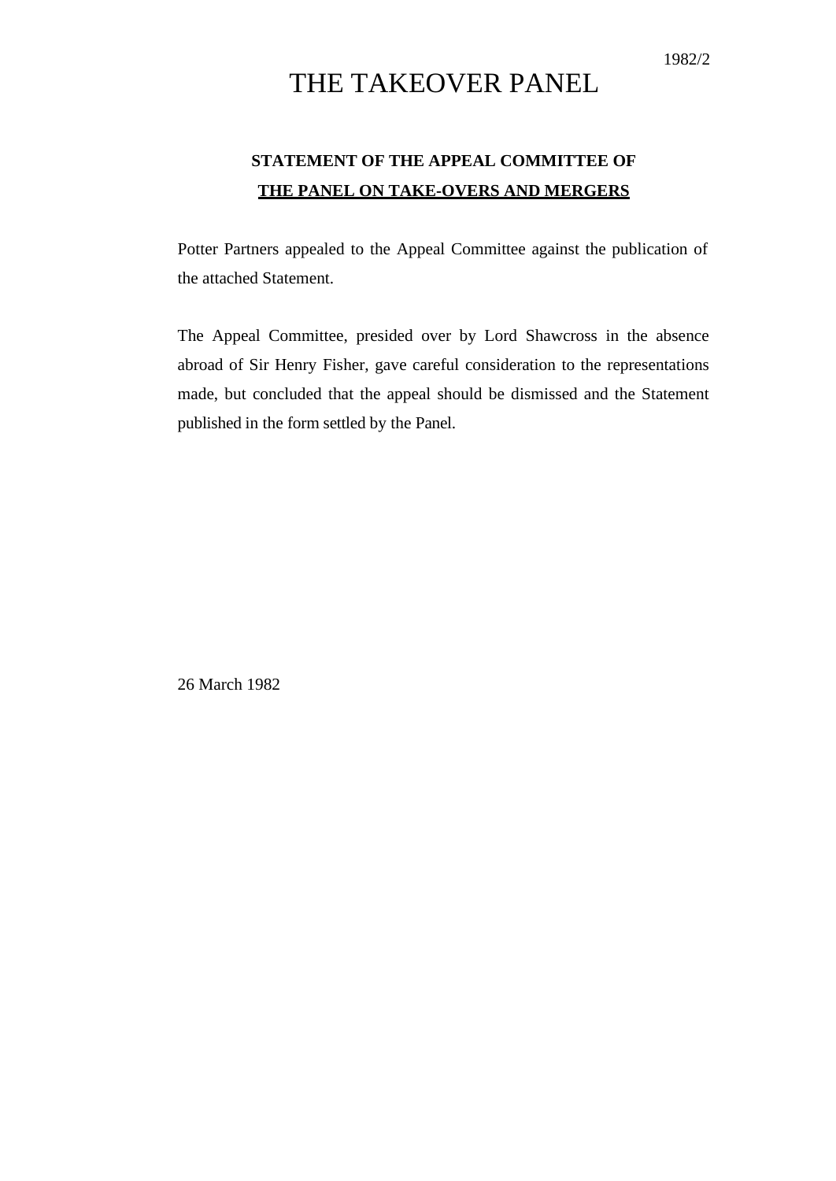1982/2

# THE TAKEOVER PANEL

## STATEMENT OF THE APPEAL COMMITTEE OF THE PANEL ON TAKE-OVERS AND MERGERS

Potter Partners appealed to the Appeal Committee against the publication of the attached Statement.

The Appeal Committee, presided over by Lord Shawcross in the absence abroad of Sir Henry Fisher, gave careful consideration to the representations made, but concluded that the appeal should be dismissed and the Statement published in the form settled by the Panel.

26 March 1982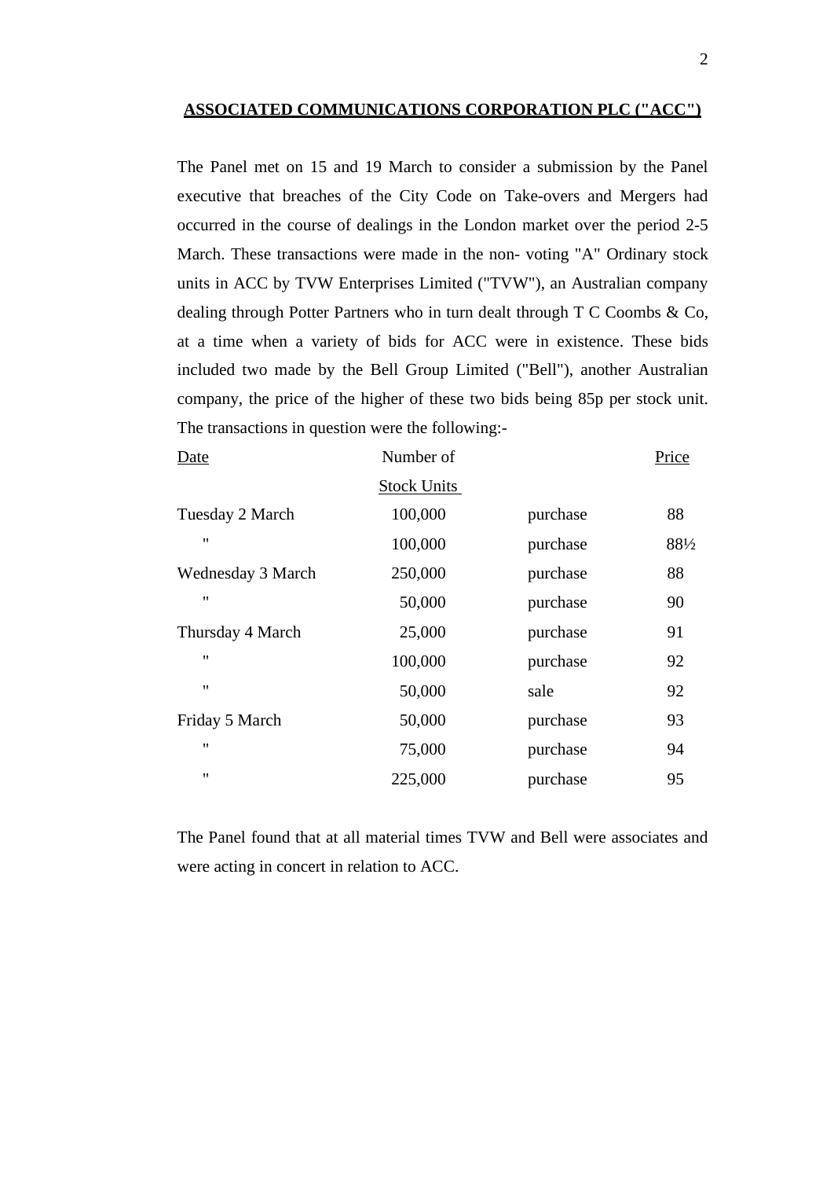**ASSOCIATED COMMUNICATIONS CORPORATION PLC ("ACC")**

The Panel met on 15 and 19 March to consider a submission by the Panel executive that breaches of the City Code on Take-overs and Mergers had occurred in the course of dealings in the London market over the period 2-5 March. These transactions were made in the non- voting "A" Ordinary stock units in ACC by TVW Enterprises Limited ("TVW"), an Australian company dealing through Potter Partners who in turn dealt through T C Coombs & Co, at a time when a variety of bids for ACC were in existence. These bids included two made by the Bell Group Limited ("Bell"), another Australian company, the price of the higher of these two bids being 85p per stock unit. The transactions in question were the following:-

| Date | Number of Stock Units | | Price |
|---|---|---|---|
| Tuesday 2 March | 100,000 | purchase | 88 |
| " | 100,000 | purchase | 88½ |
| Wednesday 3 March | 250,000 | purchase | 88 |
| " | 50,000 | purchase | 90 |
| Thursday 4 March | 25,000 | purchase | 91 |
| " | 100,000 | purchase | 92 |
| " | 50,000 | sale | 92 |
| Friday 5 March | 50,000 | purchase | 93 |
| " | 75,000 | purchase | 94 |
| " | 225,000 | purchase | 95 |

The Panel found that at all material times TVW and Bell were associates and were acting in concert in relation to ACC.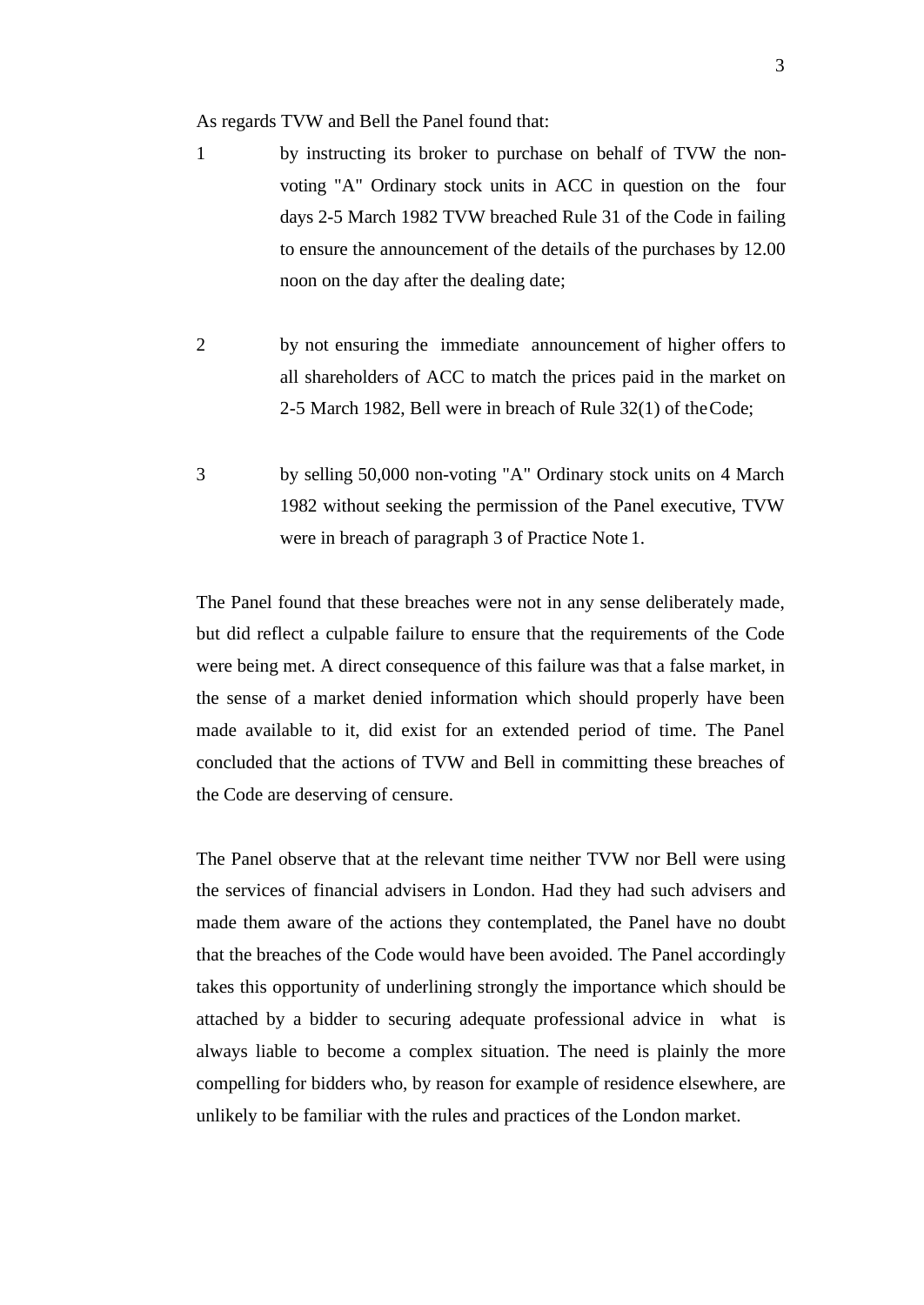As regards TVW and Bell the Panel found that:

1. by instructing its broker to purchase on behalf of TVW the non-voting "A" Ordinary stock units in ACC in question on the four days 2-5 March 1982 TVW breached Rule 31 of the Code in failing to ensure the announcement of the details of the purchases by 12.00 noon on the day after the dealing date;

2. by not ensuring the immediate announcement of higher offers to all shareholders of ACC to match the prices paid in the market on 2-5 March 1982, Bell were in breach of Rule 32(1) of the Code;

3. by selling 50,000 non-voting "A" Ordinary stock units on 4 March 1982 without seeking the permission of the Panel executive, TVW were in breach of paragraph 3 of Practice Note 1.

The Panel found that these breaches were not in any sense deliberately made, but did reflect a culpable failure to ensure that the requirements of the Code were being met. A direct consequence of this failure was that a false market, in the sense of a market denied information which should properly have been made available to it, did exist for an extended period of time. The Panel concluded that the actions of TVW and Bell in committing these breaches of the Code are deserving of censure.

The Panel observe that at the relevant time neither TVW nor Bell were using the services of financial advisers in London. Had they had such advisers and made them aware of the actions they contemplated, the Panel have no doubt that the breaches of the Code would have been avoided. The Panel accordingly takes this opportunity of underlining strongly the importance which should be attached by a bidder to securing adequate professional advice in what is always liable to become a complex situation. The need is plainly the more compelling for bidders who, by reason for example of residence elsewhere, are unlikely to be familiar with the rules and practices of the London market.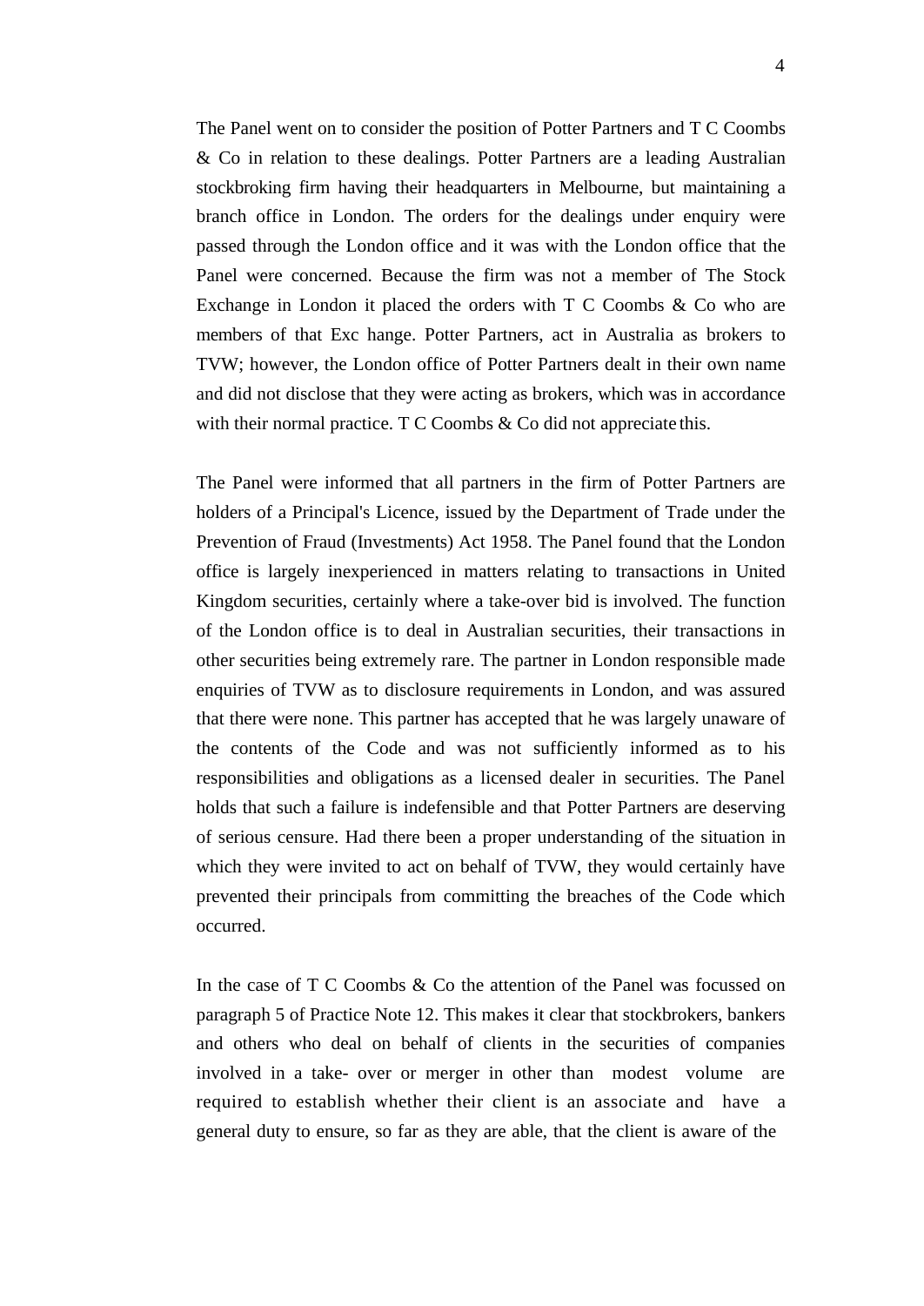The Panel went on to consider the position of Potter Partners and T C Coombs & Co in relation to these dealings. Potter Partners are a leading Australian stockbroking firm having their headquarters in Melbourne, but maintaining a branch office in London. The orders for the dealings under enquiry were passed through the London office and it was with the London office that the Panel were concerned. Because the firm was not a member of The Stock Exchange in London it placed the orders with T C Coombs & Co who are members of that Exc hange. Potter Partners, act in Australia as brokers to TVW; however, the London office of Potter Partners dealt in their own name and did not disclose that they were acting as brokers, which was in accordance with their normal practice. T C Coombs & Co did not appreciate this.

The Panel were informed that all partners in the firm of Potter Partners are holders of a Principal's Licence, issued by the Department of Trade under the Prevention of Fraud (Investments) Act 1958. The Panel found that the London office is largely inexperienced in matters relating to transactions in United Kingdom securities, certainly where a take-over bid is involved. The function of the London office is to deal in Australian securities, their transactions in other securities being extremely rare. The partner in London responsible made enquiries of TVW as to disclosure requirements in London, and was assured that there were none. This partner has accepted that he was largely unaware of the contents of the Code and was not sufficiently informed as to his responsibilities and obligations as a licensed dealer in securities. The Panel holds that such a failure is indefensible and that Potter Partners are deserving of serious censure. Had there been a proper understanding of the situation in which they were invited to act on behalf of TVW, they would certainly have prevented their principals from committing the breaches of the Code which occurred.

In the case of T C Coombs & Co the attention of the Panel was focussed on paragraph 5 of Practice Note 12. This makes it clear that stockbrokers, bankers and others who deal on behalf of clients in the securities of companies involved in a take- over or merger in other than modest volume are required to establish whether their client is an associate and have a general duty to ensure, so far as they are able, that the client is aware of the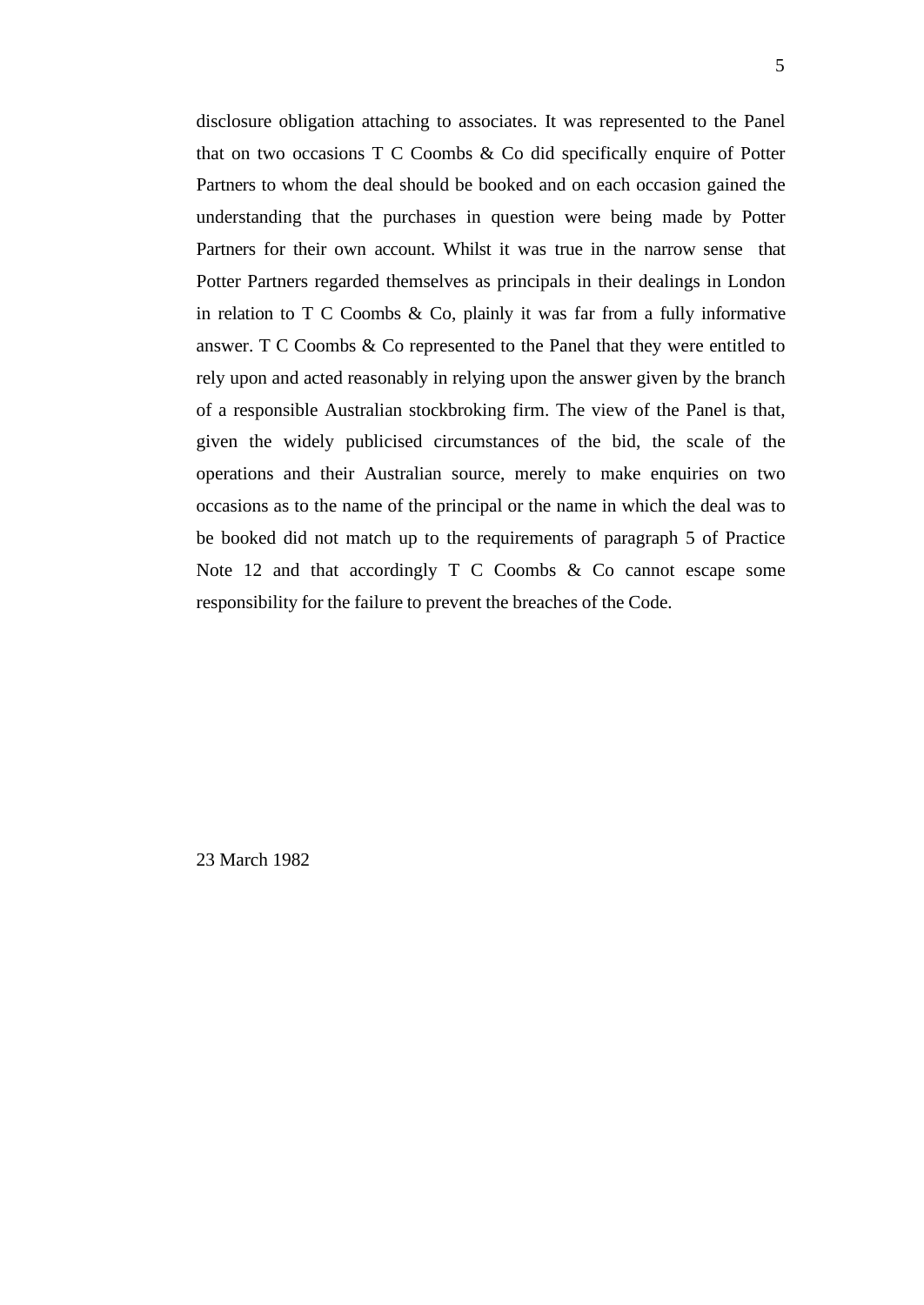disclosure obligation attaching to associates. It was represented to the Panel that on two occasions T C Coombs & Co did specifically enquire of Potter Partners to whom the deal should be booked and on each occasion gained the understanding that the purchases in question were being made by Potter Partners for their own account. Whilst it was true in the narrow sense that Potter Partners regarded themselves as principals in their dealings in London in relation to T C Coombs & Co, plainly it was far from a fully informative answer. T C Coombs & Co represented to the Panel that they were entitled to rely upon and acted reasonably in relying upon the answer given by the branch of a responsible Australian stockbroking firm. The view of the Panel is that, given the widely publicised circumstances of the bid, the scale of the operations and their Australian source, merely to make enquiries on two occasions as to the name of the principal or the name in which the deal was to be booked did not match up to the requirements of paragraph 5 of Practice Note 12 and that accordingly T C Coombs & Co cannot escape some responsibility for the failure to prevent the breaches of the Code.

23 March 1982